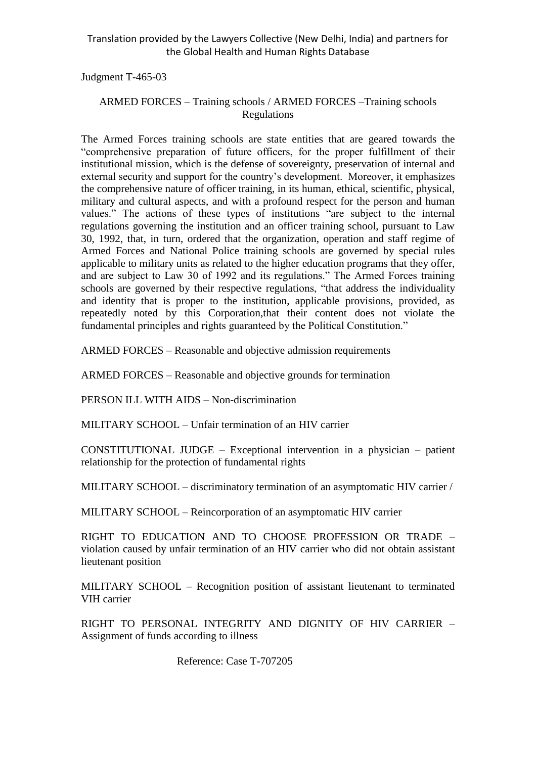Translation provided by the Lawyers Collective (New Delhi, India) and partners for the Global Health and Human Rights Database

Judgment T-465-03

ARMED FORCES – Training schools / ARMED FORCES –Training schools Regulations

The Armed Forces training schools are state entities that are geared towards the "comprehensive preparation of future officers, for the proper fulfillment of their institutional mission, which is the defense of sovereignty, preservation of internal and external security and support for the country's development. Moreover, it emphasizes the comprehensive nature of officer training, in its human, ethical, scientific, physical, military and cultural aspects, and with a profound respect for the person and human values." The actions of these types of institutions "are subject to the internal regulations governing the institution and an officer training school, pursuant to Law 30, 1992, that, in turn, ordered that the organization, operation and staff regime of Armed Forces and National Police training schools are governed by special rules applicable to military units as related to the higher education programs that they offer, and are subject to Law 30 of 1992 and its regulations." The Armed Forces training schools are governed by their respective regulations, "that address the individuality and identity that is proper to the institution, applicable provisions, provided, as repeatedly noted by this Corporation,that their content does not violate the fundamental principles and rights guaranteed by the Political Constitution."

ARMED FORCES – Reasonable and objective admission requirements

ARMED FORCES – Reasonable and objective grounds for termination

PERSON ILL WITH AIDS – Non-discrimination

MILITARY SCHOOL – Unfair termination of an HIV carrier

CONSTITUTIONAL JUDGE – Exceptional intervention in a physician – patient relationship for the protection of fundamental rights

MILITARY SCHOOL – discriminatory termination of an asymptomatic HIV carrier /

MILITARY SCHOOL – Reincorporation of an asymptomatic HIV carrier

RIGHT TO EDUCATION AND TO CHOOSE PROFESSION OR TRADE – violation caused by unfair termination of an HIV carrier who did not obtain assistant lieutenant position

MILITARY SCHOOL – Recognition position of assistant lieutenant to terminated VIH carrier

RIGHT TO PERSONAL INTEGRITY AND DIGNITY OF HIV CARRIER – Assignment of funds according to illness

Reference: Case T-707205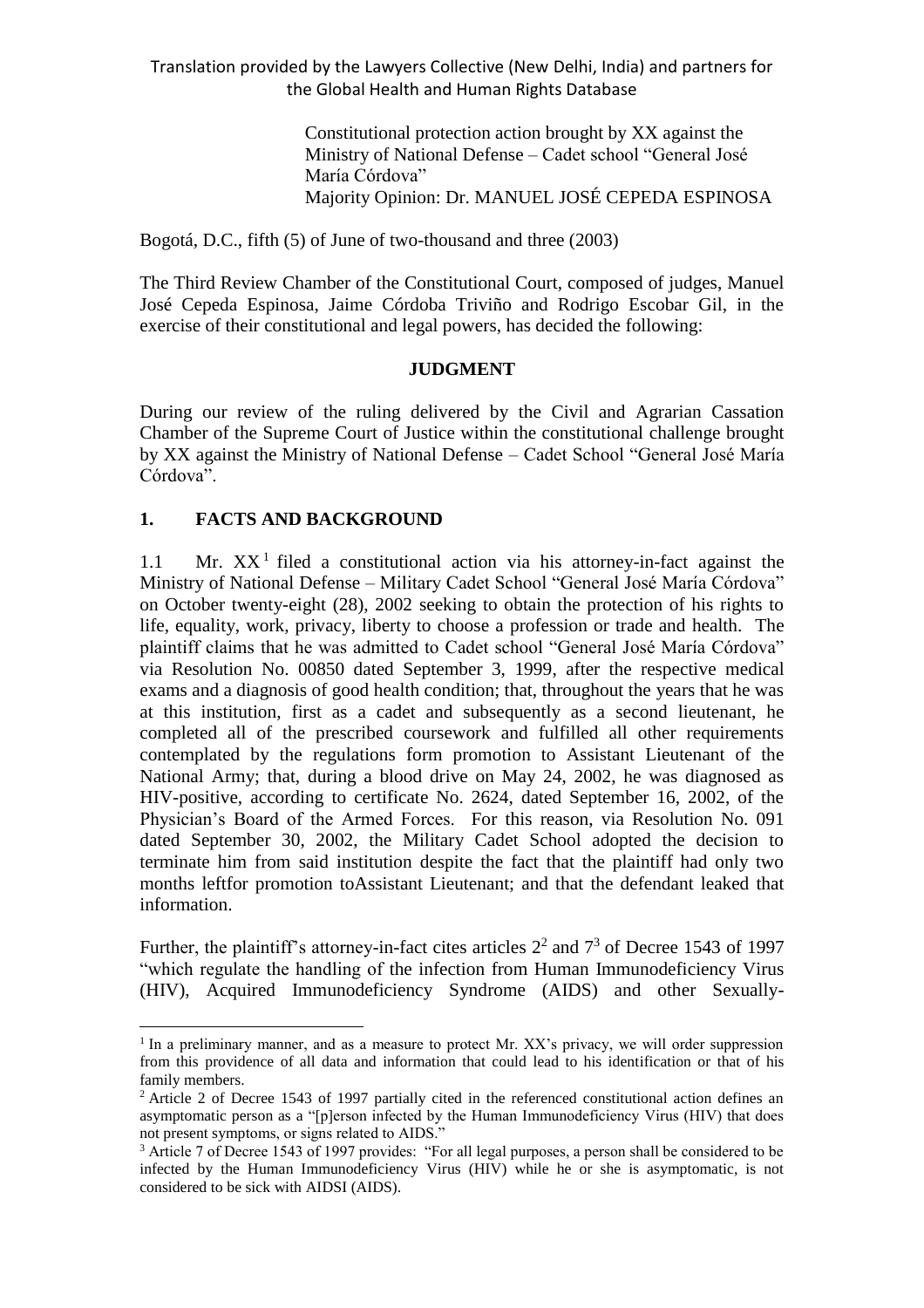Constitutional protection action brought by XX against the Ministry of National Defense – Cadet school "General José María Córdova"
Majority Opinion: Dr. MANUEL JOSÉ CEPEDA ESPINOSA

Bogotá, D.C., fifth (5) of June of two-thousand and three (2003)

The Third Review Chamber of the Constitutional Court, composed of judges, Manuel José Cepeda Espinosa, Jaime Córdoba Triviño and Rodrigo Escobar Gil, in the exercise of their constitutional and legal powers, has decided the following:

**JUDGMENT**

During our review of the ruling delivered by the Civil and Agrarian Cassation Chamber of the Supreme Court of Justice within the constitutional challenge brought by XX against the Ministry of National Defense – Cadet School "General José María Córdova".

## 1. FACTS AND BACKGROUND

1.1 Mr. XX[1] filed a constitutional action via his attorney-in-fact against the Ministry of National Defense – Military Cadet School "General José María Córdova" on October twenty-eight (28), 2002 seeking to obtain the protection of his rights to life, equality, work, privacy, liberty to choose a profession or trade and health. The plaintiff claims that he was admitted to Cadet school "General José María Córdova" via Resolution No. 00850 dated September 3, 1999, after the respective medical exams and a diagnosis of good health condition; that, throughout the years that he was at this institution, first as a cadet and subsequently as a second lieutenant, he completed all of the prescribed coursework and fulfilled all other requirements contemplated by the regulations form promotion to Assistant Lieutenant of the National Army; that, during a blood drive on May 24, 2002, he was diagnosed as HIV-positive, according to certificate No. 2624, dated September 16, 2002, of the Physician's Board of the Armed Forces. For this reason, via Resolution No. 091 dated September 30, 2002, the Military Cadet School adopted the decision to terminate him from said institution despite the fact that the plaintiff had only two months leftfor promotion toAssistant Lieutenant; and that the defendant leaked that information.

Further, the plaintiff's attorney-in-fact cites articles 2[2] and 7[3] of Decree 1543 of 1997 "which regulate the handling of the infection from Human Immunodeficiency Virus (HIV), Acquired Immunodeficiency Syndrome (AIDS) and other Sexually-

[1] In a preliminary manner, and as a measure to protect Mr. XX's privacy, we will order suppression from this providence of all data and information that could lead to his identification or that of his family members.

[2] Article 2 of Decree 1543 of 1997 partially cited in the referenced constitutional action defines an asymptomatic person as a "[p]erson infected by the Human Immunodeficiency Virus (HIV) that does not present symptoms, or signs related to AIDS."

[3] Article 7 of Decree 1543 of 1997 provides: "For all legal purposes, a person shall be considered to be infected by the Human Immunodeficiency Virus (HIV) while he or she is asymptomatic, is not considered to be sick with AIDSI (AIDS).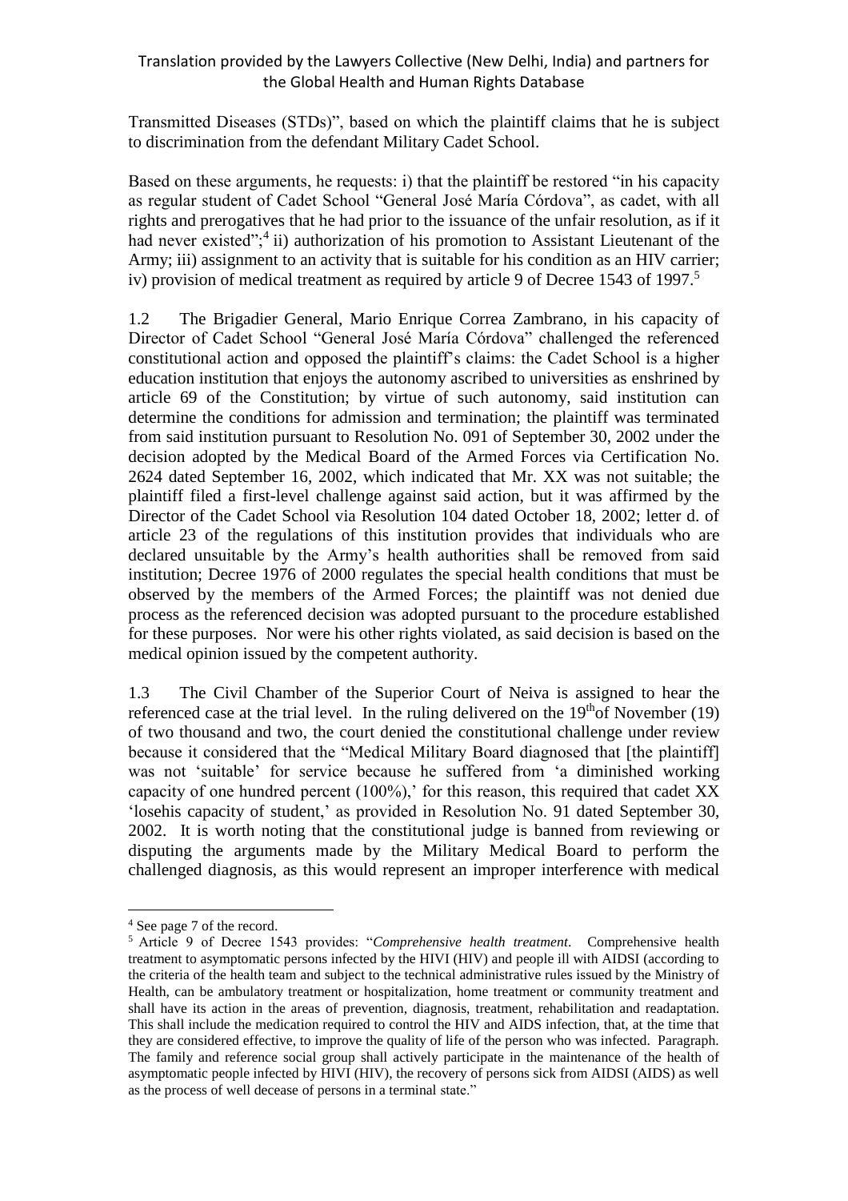Transmitted Diseases (STDs)", based on which the plaintiff claims that he is subject to discrimination from the defendant Military Cadet School.

Based on these arguments, he requests: i) that the plaintiff be restored "in his capacity as regular student of Cadet School "General José María Córdova", as cadet, with all rights and prerogatives that he had prior to the issuance of the unfair resolution, as if it had never existed";[4] ii) authorization of his promotion to Assistant Lieutenant of the Army; iii) assignment to an activity that is suitable for his condition as an HIV carrier; iv) provision of medical treatment as required by article 9 of Decree 1543 of 1997.[5]

1.2 The Brigadier General, Mario Enrique Correa Zambrano, in his capacity of Director of Cadet School "General José María Córdova" challenged the referenced constitutional action and opposed the plaintiff's claims: the Cadet School is a higher education institution that enjoys the autonomy ascribed to universities as enshrined by article 69 of the Constitution; by virtue of such autonomy, said institution can determine the conditions for admission and termination; the plaintiff was terminated from said institution pursuant to Resolution No. 091 of September 30, 2002 under the decision adopted by the Medical Board of the Armed Forces via Certification No. 2624 dated September 16, 2002, which indicated that Mr. XX was not suitable; the plaintiff filed a first-level challenge against said action, but it was affirmed by the Director of the Cadet School via Resolution 104 dated October 18, 2002; letter d. of article 23 of the regulations of this institution provides that individuals who are declared unsuitable by the Army's health authorities shall be removed from said institution; Decree 1976 of 2000 regulates the special health conditions that must be observed by the members of the Armed Forces; the plaintiff was not denied due process as the referenced decision was adopted pursuant to the procedure established for these purposes. Nor were his other rights violated, as said decision is based on the medical opinion issued by the competent authority.

1.3 The Civil Chamber of the Superior Court of Neiva is assigned to hear the referenced case at the trial level. In the ruling delivered on the 19thof November (19) of two thousand and two, the court denied the constitutional challenge under review because it considered that the "Medical Military Board diagnosed that [the plaintiff] was not 'suitable' for service because he suffered from 'a diminished working capacity of one hundred percent (100%),' for this reason, this required that cadet XX 'losehis capacity of student,' as provided in Resolution No. 91 dated September 30, 2002. It is worth noting that the constitutional judge is banned from reviewing or disputing the arguments made by the Military Medical Board to perform the challenged diagnosis, as this would represent an improper interference with medical

---

[4] See page 7 of the record.

[5] Article 9 of Decree 1543 provides: "*Comprehensive health treatment*. Comprehensive health treatment to asymptomatic persons infected by the HIVI (HIV) and people ill with AIDSI (according to the criteria of the health team and subject to the technical administrative rules issued by the Ministry of Health, can be ambulatory treatment or hospitalization, home treatment or community treatment and shall have its action in the areas of prevention, diagnosis, treatment, rehabilitation and readaptation. This shall include the medication required to control the HIV and AIDS infection, that, at the time that they are considered effective, to improve the quality of life of the person who was infected. Paragraph. The family and reference social group shall actively participate in the maintenance of the health of asymptomatic people infected by HIVI (HIV), the recovery of persons sick from AIDSI (AIDS) as well as the process of well decease of persons in a terminal state."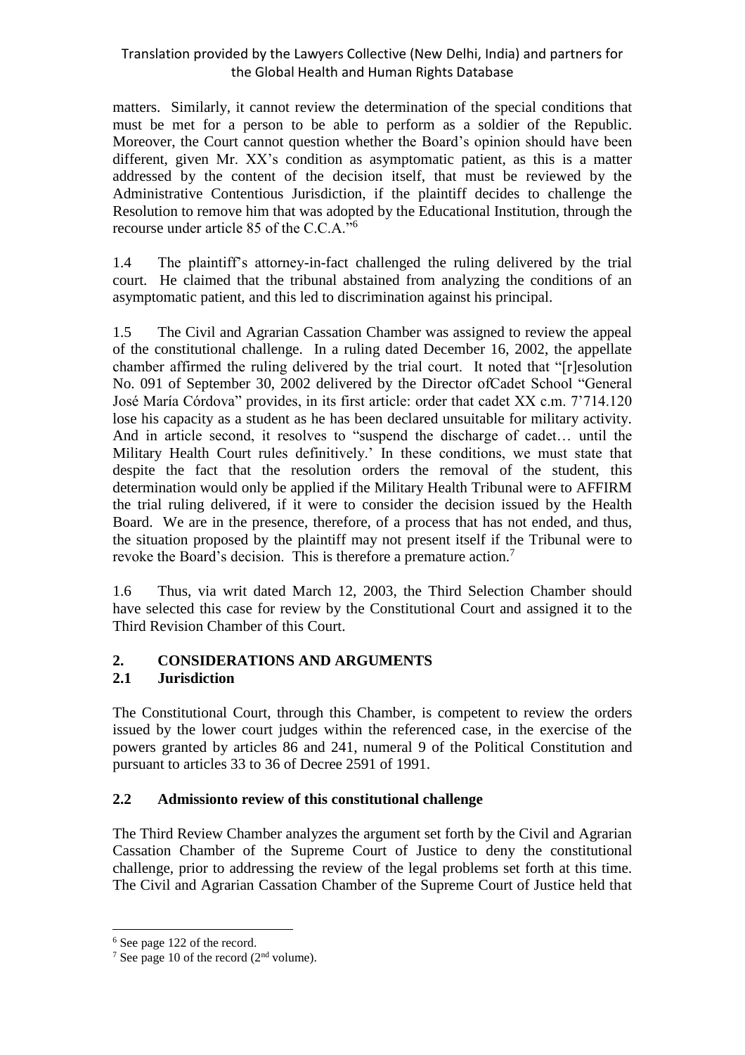matters. Similarly, it cannot review the determination of the special conditions that must be met for a person to be able to perform as a soldier of the Republic. Moreover, the Court cannot question whether the Board's opinion should have been different, given Mr. XX's condition as asymptomatic patient, as this is a matter addressed by the content of the decision itself, that must be reviewed by the Administrative Contentious Jurisdiction, if the plaintiff decides to challenge the Resolution to remove him that was adopted by the Educational Institution, through the recourse under article 85 of the C.C.A."[6]

1.4 The plaintiff's attorney-in-fact challenged the ruling delivered by the trial court. He claimed that the tribunal abstained from analyzing the conditions of an asymptomatic patient, and this led to discrimination against his principal.

1.5 The Civil and Agrarian Cassation Chamber was assigned to review the appeal of the constitutional challenge. In a ruling dated December 16, 2002, the appellate chamber affirmed the ruling delivered by the trial court. It noted that "[r]esolution No. 091 of September 30, 2002 delivered by the Director ofCadet School "General José María Córdova" provides, in its first article: order that cadet XX c.m. 7'714.120 lose his capacity as a student as he has been declared unsuitable for military activity. And in article second, it resolves to "suspend the discharge of cadet… until the Military Health Court rules definitively.' In these conditions, we must state that despite the fact that the resolution orders the removal of the student, this determination would only be applied if the Military Health Tribunal were to AFFIRM the trial ruling delivered, if it were to consider the decision issued by the Health Board. We are in the presence, therefore, of a process that has not ended, and thus, the situation proposed by the plaintiff may not present itself if the Tribunal were to revoke the Board's decision. This is therefore a premature action.[7]

1.6 Thus, via writ dated March 12, 2003, the Third Selection Chamber should have selected this case for review by the Constitutional Court and assigned it to the Third Revision Chamber of this Court.

## 2. CONSIDERATIONS AND ARGUMENTS

### 2.1 Jurisdiction

The Constitutional Court, through this Chamber, is competent to review the orders issued by the lower court judges within the referenced case, in the exercise of the powers granted by articles 86 and 241, numeral 9 of the Political Constitution and pursuant to articles 33 to 36 of Decree 2591 of 1991.

### 2.2 Admissionto review of this constitutional challenge

The Third Review Chamber analyzes the argument set forth by the Civil and Agrarian Cassation Chamber of the Supreme Court of Justice to deny the constitutional challenge, prior to addressing the review of the legal problems set forth at this time. The Civil and Agrarian Cassation Chamber of the Supreme Court of Justice held that

---

[6] See page 122 of the record.

[7] See page 10 of the record (2nd volume).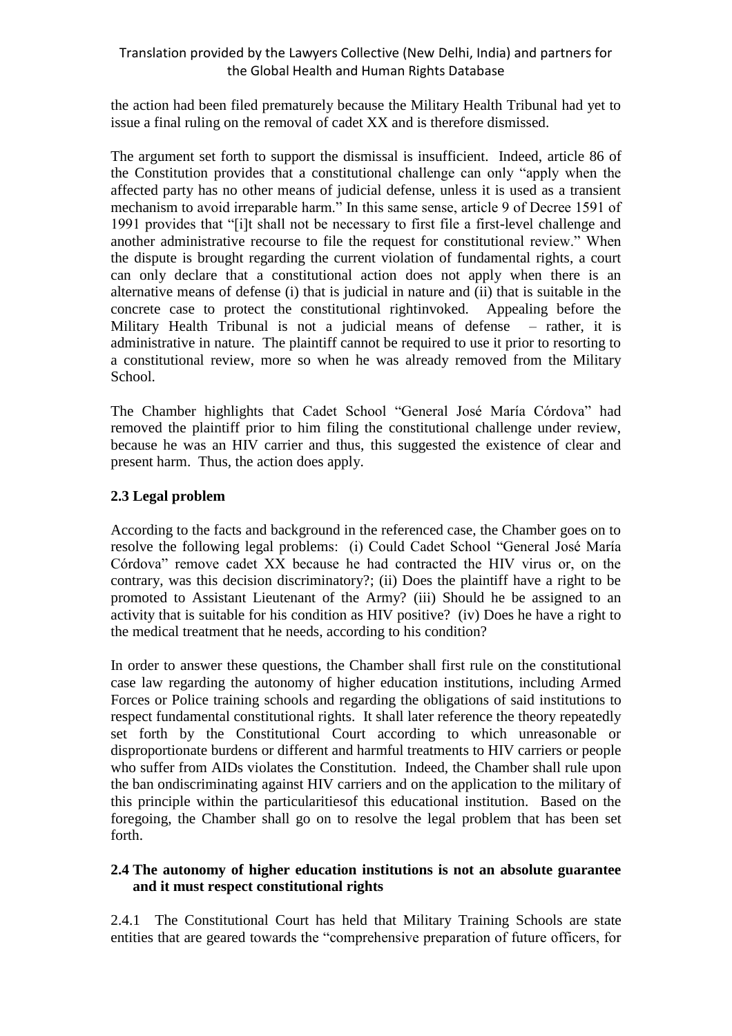the action had been filed prematurely because the Military Health Tribunal had yet to issue a final ruling on the removal of cadet XX and is therefore dismissed.

The argument set forth to support the dismissal is insufficient. Indeed, article 86 of the Constitution provides that a constitutional challenge can only "apply when the affected party has no other means of judicial defense, unless it is used as a transient mechanism to avoid irreparable harm." In this same sense, article 9 of Decree 1591 of 1991 provides that "[i]t shall not be necessary to first file a first-level challenge and another administrative recourse to file the request for constitutional review." When the dispute is brought regarding the current violation of fundamental rights, a court can only declare that a constitutional action does not apply when there is an alternative means of defense (i) that is judicial in nature and (ii) that is suitable in the concrete case to protect the constitutional rightinvoked. Appealing before the Military Health Tribunal is not a judicial means of defense – rather, it is administrative in nature. The plaintiff cannot be required to use it prior to resorting to a constitutional review, more so when he was already removed from the Military School.

The Chamber highlights that Cadet School "General José María Córdova" had removed the plaintiff prior to him filing the constitutional challenge under review, because he was an HIV carrier and thus, this suggested the existence of clear and present harm. Thus, the action does apply.

### 2.3 Legal problem

According to the facts and background in the referenced case, the Chamber goes on to resolve the following legal problems: (i) Could Cadet School "General José María Córdova" remove cadet XX because he had contracted the HIV virus or, on the contrary, was this decision discriminatory?; (ii) Does the plaintiff have a right to be promoted to Assistant Lieutenant of the Army? (iii) Should he be assigned to an activity that is suitable for his condition as HIV positive? (iv) Does he have a right to the medical treatment that he needs, according to his condition?

In order to answer these questions, the Chamber shall first rule on the constitutional case law regarding the autonomy of higher education institutions, including Armed Forces or Police training schools and regarding the obligations of said institutions to respect fundamental constitutional rights. It shall later reference the theory repeatedly set forth by the Constitutional Court according to which unreasonable or disproportionate burdens or different and harmful treatments to HIV carriers or people who suffer from AIDs violates the Constitution. Indeed, the Chamber shall rule upon the ban ondiscriminating against HIV carriers and on the application to the military of this principle within the particularitiesof this educational institution. Based on the foregoing, the Chamber shall go on to resolve the legal problem that has been set forth.

### 2.4 The autonomy of higher education institutions is not an absolute guarantee and it must respect constitutional rights

2.4.1 The Constitutional Court has held that Military Training Schools are state entities that are geared towards the "comprehensive preparation of future officers, for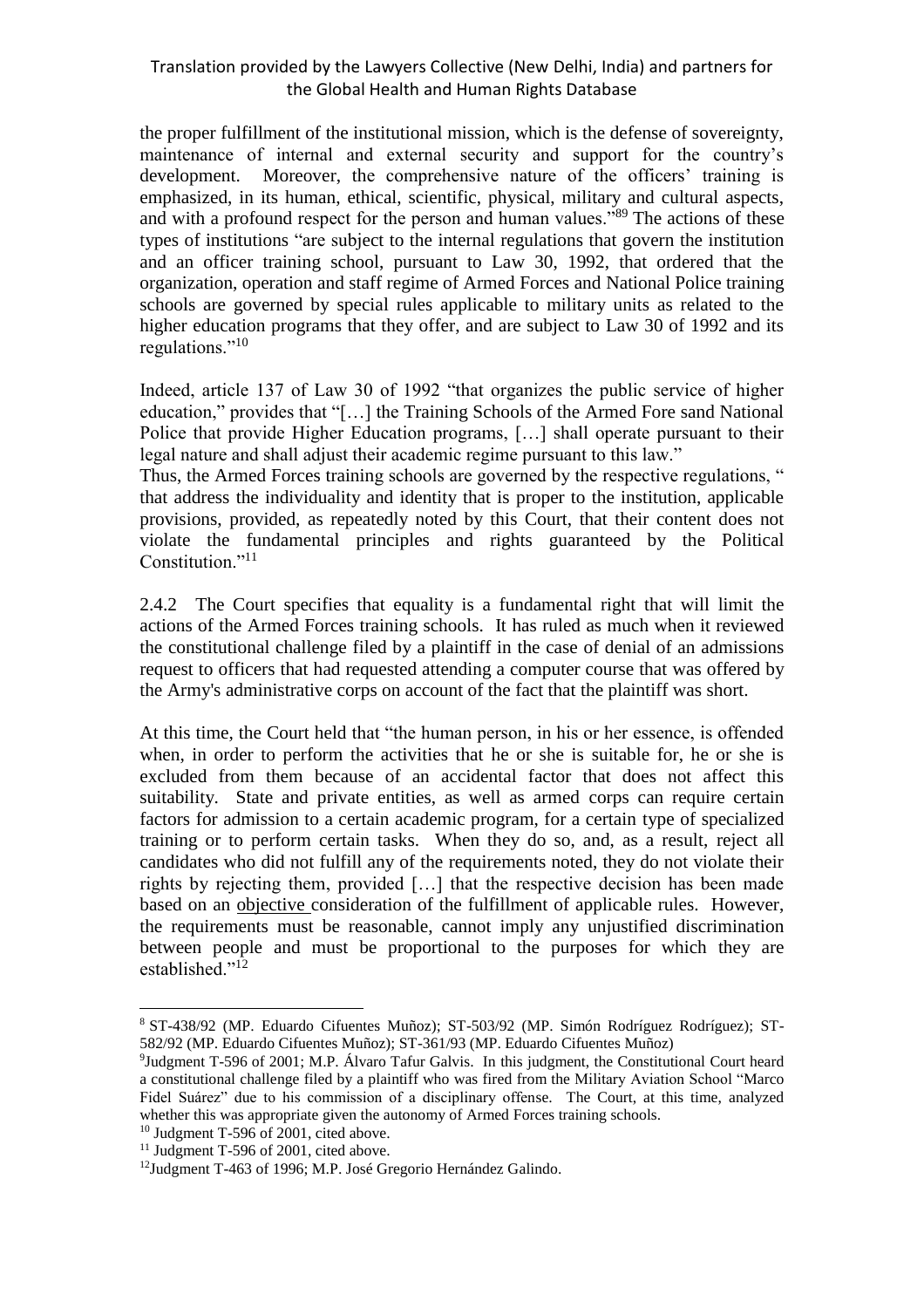the proper fulfillment of the institutional mission, which is the defense of sovereignty, maintenance of internal and external security and support for the country's development. Moreover, the comprehensive nature of the officers' training is emphasized, in its human, ethical, scientific, physical, military and cultural aspects, and with a profound respect for the person and human values."[8][9] The actions of these types of institutions "are subject to the internal regulations that govern the institution and an officer training school, pursuant to Law 30, 1992, that ordered that the organization, operation and staff regime of Armed Forces and National Police training schools are governed by special rules applicable to military units as related to the higher education programs that they offer, and are subject to Law 30 of 1992 and its regulations."[10]

Indeed, article 137 of Law 30 of 1992 "that organizes the public service of higher education," provides that "[…] the Training Schools of the Armed Fore sand National Police that provide Higher Education programs, […] shall operate pursuant to their legal nature and shall adjust their academic regime pursuant to this law."

Thus, the Armed Forces training schools are governed by the respective regulations, " that address the individuality and identity that is proper to the institution, applicable provisions, provided, as repeatedly noted by this Court, that their content does not violate the fundamental principles and rights guaranteed by the Political Constitution."[11]

2.4.2 The Court specifies that equality is a fundamental right that will limit the actions of the Armed Forces training schools. It has ruled as much when it reviewed the constitutional challenge filed by a plaintiff in the case of denial of an admissions request to officers that had requested attending a computer course that was offered by the Army's administrative corps on account of the fact that the plaintiff was short.

At this time, the Court held that "the human person, in his or her essence, is offended when, in order to perform the activities that he or she is suitable for, he or she is excluded from them because of an accidental factor that does not affect this suitability. State and private entities, as well as armed corps can require certain factors for admission to a certain academic program, for a certain type of specialized training or to perform certain tasks. When they do so, and, as a result, reject all candidates who did not fulfill any of the requirements noted, they do not violate their rights by rejecting them, provided […] that the respective decision has been made based on an <u>objective</u> consideration of the fulfillment of applicable rules. However, the requirements must be reasonable, cannot imply any unjustified discrimination between people and must be proportional to the purposes for which they are established."[12]

---

[8] ST-438/92 (MP. Eduardo Cifuentes Muñoz); ST-503/92 (MP. Simón Rodríguez Rodríguez); ST-582/92 (MP. Eduardo Cifuentes Muñoz); ST-361/93 (MP. Eduardo Cifuentes Muñoz)

[9] Judgment T-596 of 2001; M.P. Álvaro Tafur Galvis. In this judgment, the Constitutional Court heard a constitutional challenge filed by a plaintiff who was fired from the Military Aviation School "Marco Fidel Suárez" due to his commission of a disciplinary offense. The Court, at this time, analyzed whether this was appropriate given the autonomy of Armed Forces training schools.

[10] Judgment T-596 of 2001, cited above.

[11] Judgment T-596 of 2001, cited above.

[12] Judgment T-463 of 1996; M.P. José Gregorio Hernández Galindo.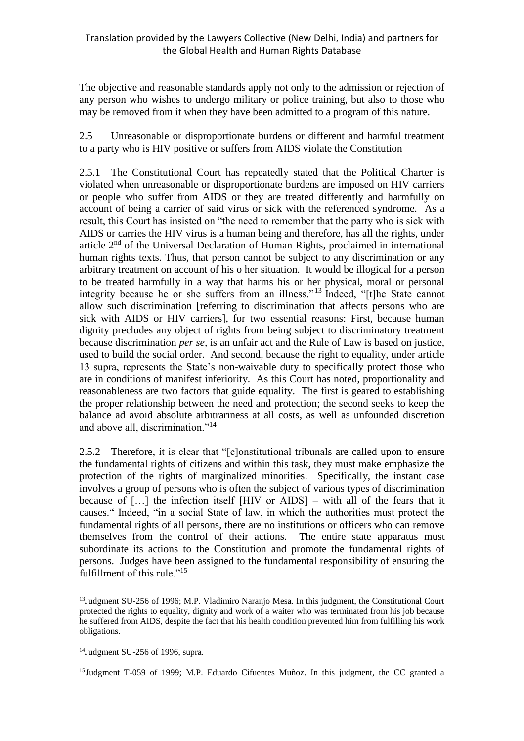The objective and reasonable standards apply not only to the admission or rejection of any person who wishes to undergo military or police training, but also to those who may be removed from it when they have been admitted to a program of this nature.

2.5 Unreasonable or disproportionate burdens or different and harmful treatment to a party who is HIV positive or suffers from AIDS violate the Constitution

2.5.1 The Constitutional Court has repeatedly stated that the Political Charter is violated when unreasonable or disproportionate burdens are imposed on HIV carriers or people who suffer from AIDS or they are treated differently and harmfully on account of being a carrier of said virus or sick with the referenced syndrome. As a result, this Court has insisted on "the need to remember that the party who is sick with AIDS or carries the HIV virus is a human being and therefore, has all the rights, under article 2nd of the Universal Declaration of Human Rights, proclaimed in international human rights texts. Thus, that person cannot be subject to any discrimination or any arbitrary treatment on account of his o her situation. It would be illogical for a person to be treated harmfully in a way that harms his or her physical, moral or personal integrity because he or she suffers from an illness."[13] Indeed, "[t]he State cannot allow such discrimination [referring to discrimination that affects persons who are sick with AIDS or HIV carriers], for two essential reasons: First, because human dignity precludes any object of rights from being subject to discriminatory treatment because discrimination *per se*, is an unfair act and the Rule of Law is based on justice, used to build the social order. And second, because the right to equality, under article 13 supra, represents the State's non-waivable duty to specifically protect those who are in conditions of manifest inferiority. As this Court has noted, proportionality and reasonableness are two factors that guide equality. The first is geared to establishing the proper relationship between the need and protection; the second seeks to keep the balance ad avoid absolute arbitrariness at all costs, as well as unfounded discretion and above all, discrimination."[14]

2.5.2 Therefore, it is clear that "[c]onstitutional tribunals are called upon to ensure the fundamental rights of citizens and within this task, they must make emphasize the protection of the rights of marginalized minorities. Specifically, the instant case involves a group of persons who is often the subject of various types of discrimination because of […] the infection itself [HIV or AIDS] – with all of the fears that it causes." Indeed, "in a social State of law, in which the authorities must protect the fundamental rights of all persons, there are no institutions or officers who can remove themselves from the control of their actions. The entire state apparatus must subordinate its actions to the Constitution and promote the fundamental rights of persons. Judges have been assigned to the fundamental responsibility of ensuring the fulfillment of this rule."[15]

---

[13] Judgment SU-256 of 1996; M.P. Vladimiro Naranjo Mesa. In this judgment, the Constitutional Court protected the rights to equality, dignity and work of a waiter who was terminated from his job because he suffered from AIDS, despite the fact that his health condition prevented him from fulfilling his work obligations.

[14] Judgment SU-256 of 1996, supra.

[15] Judgment T-059 of 1999; M.P. Eduardo Cifuentes Muñoz. In this judgment, the CC granted a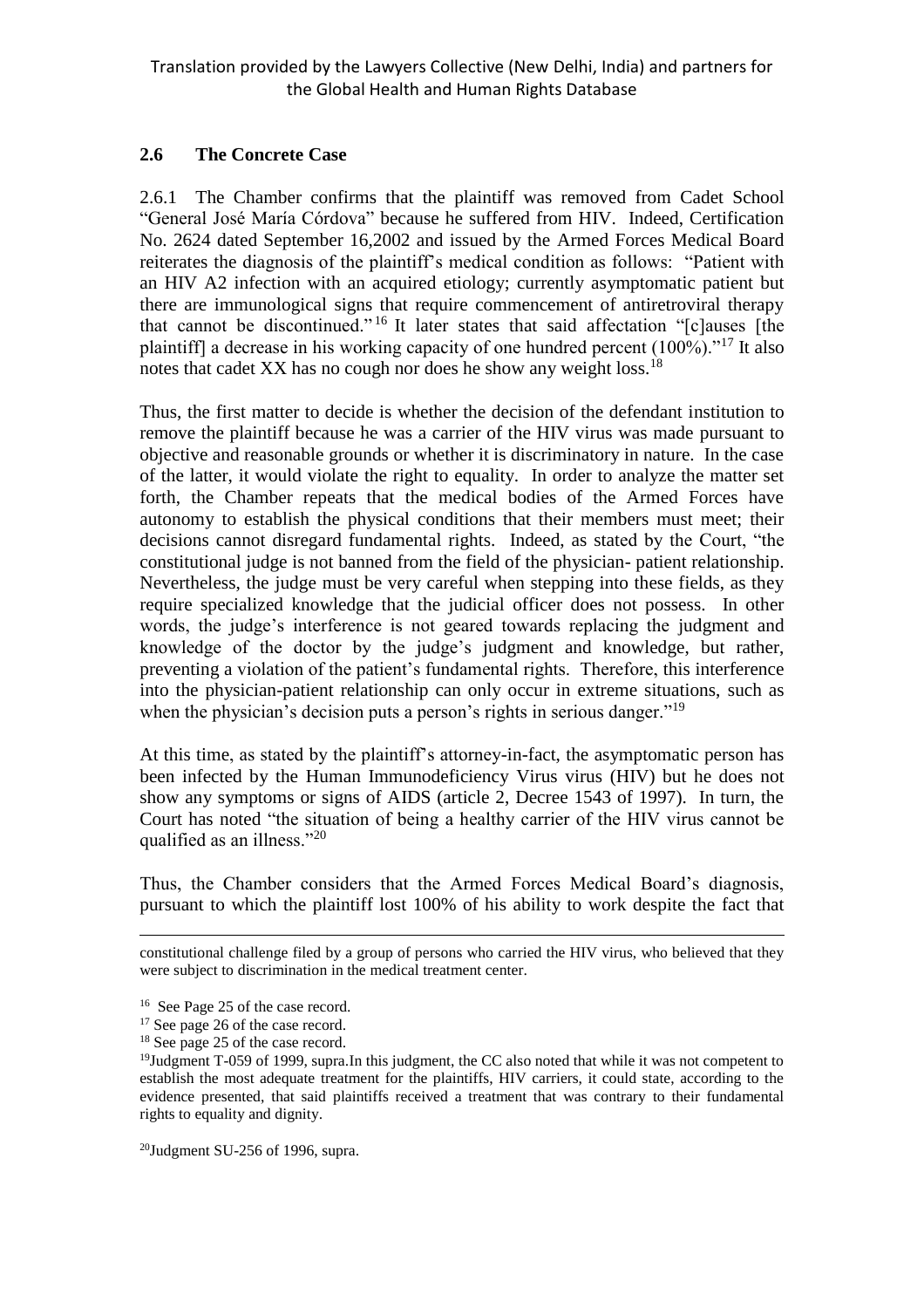## 2.6 The Concrete Case

2.6.1 The Chamber confirms that the plaintiff was removed from Cadet School "General José María Córdova" because he suffered from HIV. Indeed, Certification No. 2624 dated September 16,2002 and issued by the Armed Forces Medical Board reiterates the diagnosis of the plaintiff's medical condition as follows: "Patient with an HIV A2 infection with an acquired etiology; currently asymptomatic patient but there are immunological signs that require commencement of antiretroviral therapy that cannot be discontinued."[16] It later states that said affectation "[c]auses [the plaintiff] a decrease in his working capacity of one hundred percent (100%)."[17] It also notes that cadet XX has no cough nor does he show any weight loss.[18]

Thus, the first matter to decide is whether the decision of the defendant institution to remove the plaintiff because he was a carrier of the HIV virus was made pursuant to objective and reasonable grounds or whether it is discriminatory in nature. In the case of the latter, it would violate the right to equality. In order to analyze the matter set forth, the Chamber repeats that the medical bodies of the Armed Forces have autonomy to establish the physical conditions that their members must meet; their decisions cannot disregard fundamental rights. Indeed, as stated by the Court, "the constitutional judge is not banned from the field of the physician- patient relationship. Nevertheless, the judge must be very careful when stepping into these fields, as they require specialized knowledge that the judicial officer does not possess. In other words, the judge's interference is not geared towards replacing the judgment and knowledge of the doctor by the judge's judgment and knowledge, but rather, preventing a violation of the patient's fundamental rights. Therefore, this interference into the physician-patient relationship can only occur in extreme situations, such as when the physician's decision puts a person's rights in serious danger."[19]

At this time, as stated by the plaintiff's attorney-in-fact, the asymptomatic person has been infected by the Human Immunodeficiency Virus virus (HIV) but he does not show any symptoms or signs of AIDS (article 2, Decree 1543 of 1997). In turn, the Court has noted "the situation of being a healthy carrier of the HIV virus cannot be qualified as an illness."[20]

Thus, the Chamber considers that the Armed Forces Medical Board's diagnosis, pursuant to which the plaintiff lost 100% of his ability to work despite the fact that

---

constitutional challenge filed by a group of persons who carried the HIV virus, who believed that they were subject to discrimination in the medical treatment center.

[16] See Page 25 of the case record.

[17] See page 26 of the case record.

[18] See page 25 of the case record.

[19] Judgment T-059 of 1999, supra.In this judgment, the CC also noted that while it was not competent to establish the most adequate treatment for the plaintiffs, HIV carriers, it could state, according to the evidence presented, that said plaintiffs received a treatment that was contrary to their fundamental rights to equality and dignity.

[20] Judgment SU-256 of 1996, supra.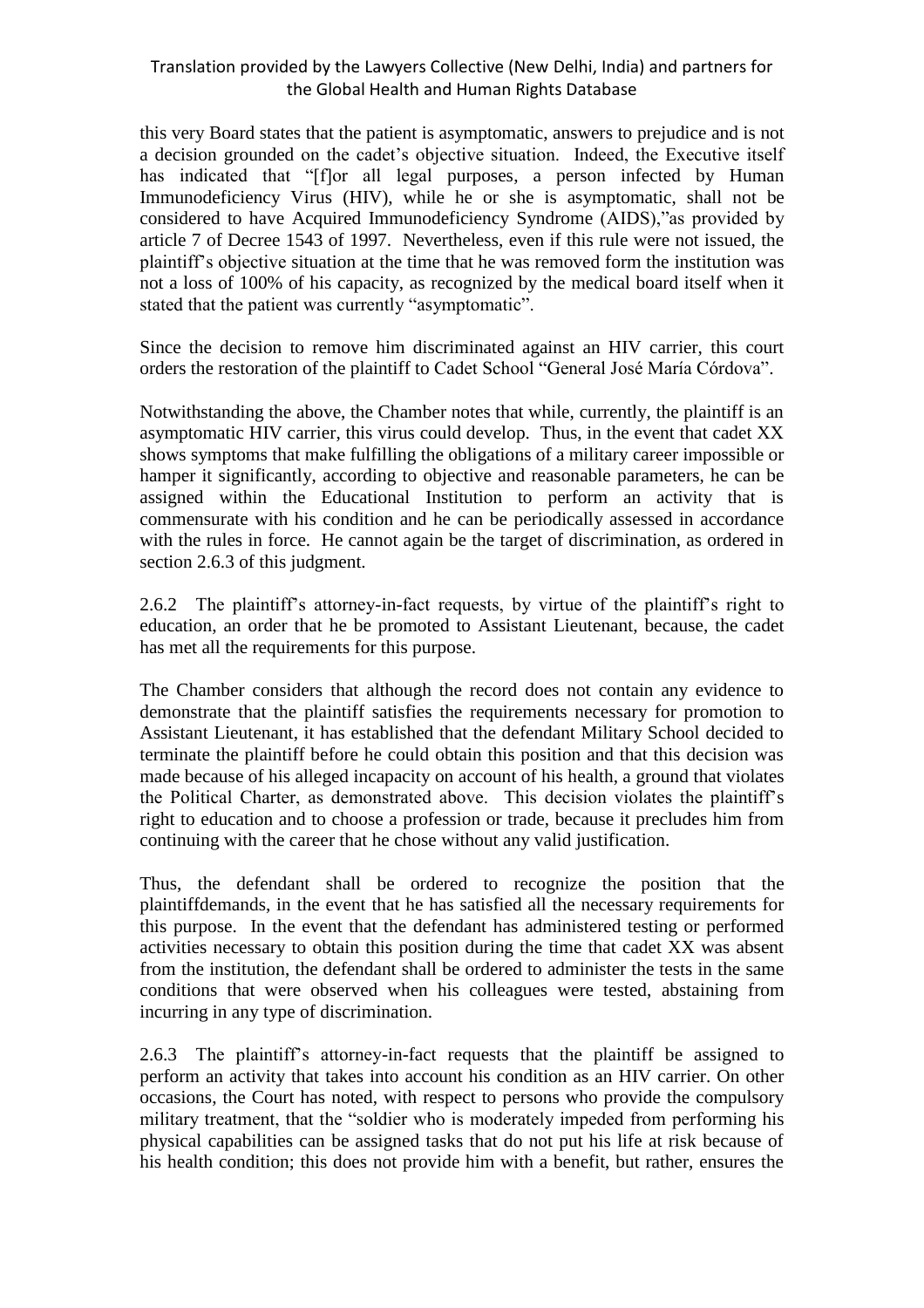this very Board states that the patient is asymptomatic, answers to prejudice and is not a decision grounded on the cadet's objective situation. Indeed, the Executive itself has indicated that "[f]or all legal purposes, a person infected by Human Immunodeficiency Virus (HIV), while he or she is asymptomatic, shall not be considered to have Acquired Immunodeficiency Syndrome (AIDS),"as provided by article 7 of Decree 1543 of 1997. Nevertheless, even if this rule were not issued, the plaintiff's objective situation at the time that he was removed form the institution was not a loss of 100% of his capacity, as recognized by the medical board itself when it stated that the patient was currently "asymptomatic".

Since the decision to remove him discriminated against an HIV carrier, this court orders the restoration of the plaintiff to Cadet School "General José María Córdova".

Notwithstanding the above, the Chamber notes that while, currently, the plaintiff is an asymptomatic HIV carrier, this virus could develop. Thus, in the event that cadet XX shows symptoms that make fulfilling the obligations of a military career impossible or hamper it significantly, according to objective and reasonable parameters, he can be assigned within the Educational Institution to perform an activity that is commensurate with his condition and he can be periodically assessed in accordance with the rules in force. He cannot again be the target of discrimination, as ordered in section 2.6.3 of this judgment.

2.6.2 The plaintiff's attorney-in-fact requests, by virtue of the plaintiff's right to education, an order that he be promoted to Assistant Lieutenant, because, the cadet has met all the requirements for this purpose.

The Chamber considers that although the record does not contain any evidence to demonstrate that the plaintiff satisfies the requirements necessary for promotion to Assistant Lieutenant, it has established that the defendant Military School decided to terminate the plaintiff before he could obtain this position and that this decision was made because of his alleged incapacity on account of his health, a ground that violates the Political Charter, as demonstrated above. This decision violates the plaintiff's right to education and to choose a profession or trade, because it precludes him from continuing with the career that he chose without any valid justification.

Thus, the defendant shall be ordered to recognize the position that the plaintiffdemands, in the event that he has satisfied all the necessary requirements for this purpose. In the event that the defendant has administered testing or performed activities necessary to obtain this position during the time that cadet XX was absent from the institution, the defendant shall be ordered to administer the tests in the same conditions that were observed when his colleagues were tested, abstaining from incurring in any type of discrimination.

2.6.3 The plaintiff's attorney-in-fact requests that the plaintiff be assigned to perform an activity that takes into account his condition as an HIV carrier. On other occasions, the Court has noted, with respect to persons who provide the compulsory military treatment, that the "soldier who is moderately impeded from performing his physical capabilities can be assigned tasks that do not put his life at risk because of his health condition; this does not provide him with a benefit, but rather, ensures the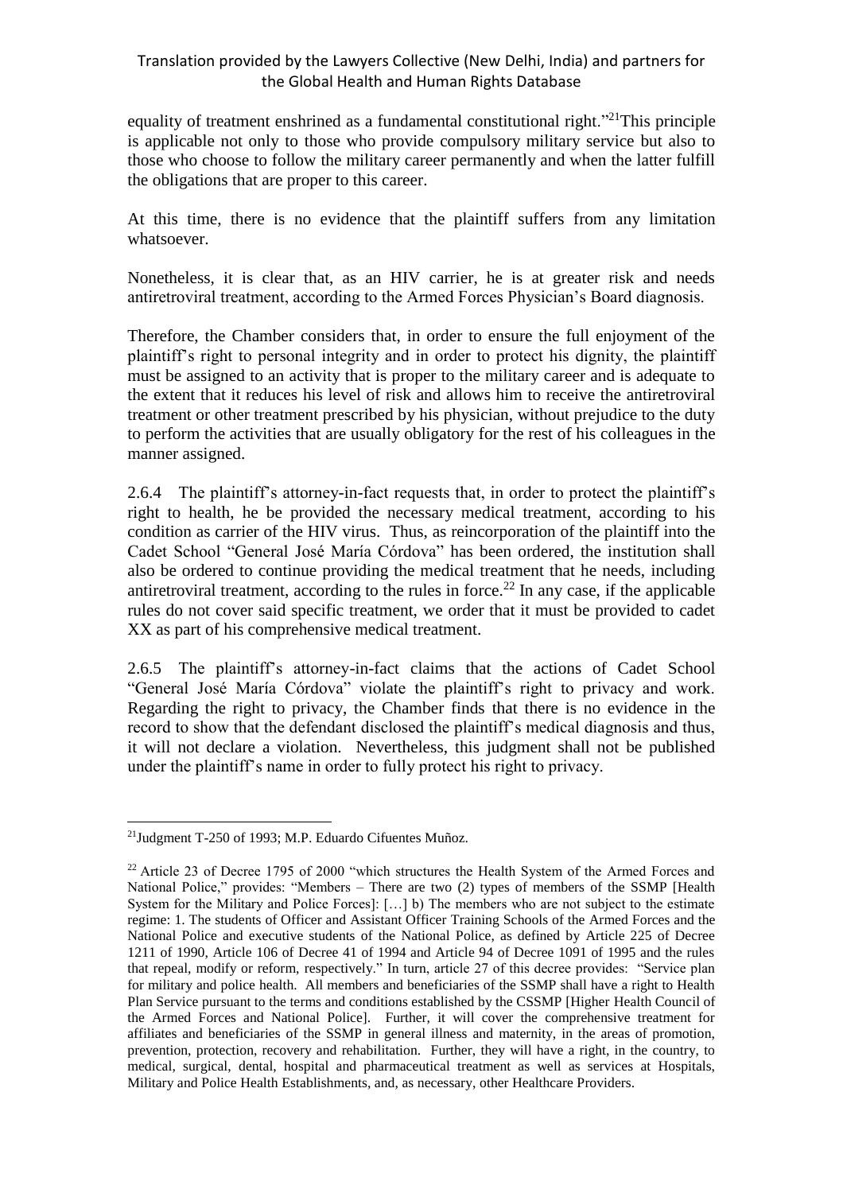equality of treatment enshrined as a fundamental constitutional right."[21]This principle is applicable not only to those who provide compulsory military service but also to those who choose to follow the military career permanently and when the latter fulfill the obligations that are proper to this career.

At this time, there is no evidence that the plaintiff suffers from any limitation whatsoever.

Nonetheless, it is clear that, as an HIV carrier, he is at greater risk and needs antiretroviral treatment, according to the Armed Forces Physician's Board diagnosis.

Therefore, the Chamber considers that, in order to ensure the full enjoyment of the plaintiff's right to personal integrity and in order to protect his dignity, the plaintiff must be assigned to an activity that is proper to the military career and is adequate to the extent that it reduces his level of risk and allows him to receive the antiretroviral treatment or other treatment prescribed by his physician, without prejudice to the duty to perform the activities that are usually obligatory for the rest of his colleagues in the manner assigned.

2.6.4 The plaintiff's attorney-in-fact requests that, in order to protect the plaintiff's right to health, he be provided the necessary medical treatment, according to his condition as carrier of the HIV virus. Thus, as reincorporation of the plaintiff into the Cadet School "General José María Córdova" has been ordered, the institution shall also be ordered to continue providing the medical treatment that he needs, including antiretroviral treatment, according to the rules in force.[22] In any case, if the applicable rules do not cover said specific treatment, we order that it must be provided to cadet XX as part of his comprehensive medical treatment.

2.6.5 The plaintiff's attorney-in-fact claims that the actions of Cadet School "General José María Córdova" violate the plaintiff's right to privacy and work. Regarding the right to privacy, the Chamber finds that there is no evidence in the record to show that the defendant disclosed the plaintiff's medical diagnosis and thus, it will not declare a violation. Nevertheless, this judgment shall not be published under the plaintiff's name in order to fully protect his right to privacy.

---

[21]Judgment T-250 of 1993; M.P. Eduardo Cifuentes Muñoz.

[22] Article 23 of Decree 1795 of 2000 "which structures the Health System of the Armed Forces and National Police," provides: "Members – There are two (2) types of members of the SSMP [Health System for the Military and Police Forces]: […] b) The members who are not subject to the estimate regime: 1. The students of Officer and Assistant Officer Training Schools of the Armed Forces and the National Police and executive students of the National Police, as defined by Article 225 of Decree 1211 of 1990, Article 106 of Decree 41 of 1994 and Article 94 of Decree 1091 of 1995 and the rules that repeal, modify or reform, respectively." In turn, article 27 of this decree provides: "Service plan for military and police health. All members and beneficiaries of the SSMP shall have a right to Health Plan Service pursuant to the terms and conditions established by the CSSMP [Higher Health Council of the Armed Forces and National Police]. Further, it will cover the comprehensive treatment for affiliates and beneficiaries of the SSMP in general illness and maternity, in the areas of promotion, prevention, protection, recovery and rehabilitation. Further, they will have a right, in the country, to medical, surgical, dental, hospital and pharmaceutical treatment as well as services at Hospitals, Military and Police Health Establishments, and, as necessary, other Healthcare Providers.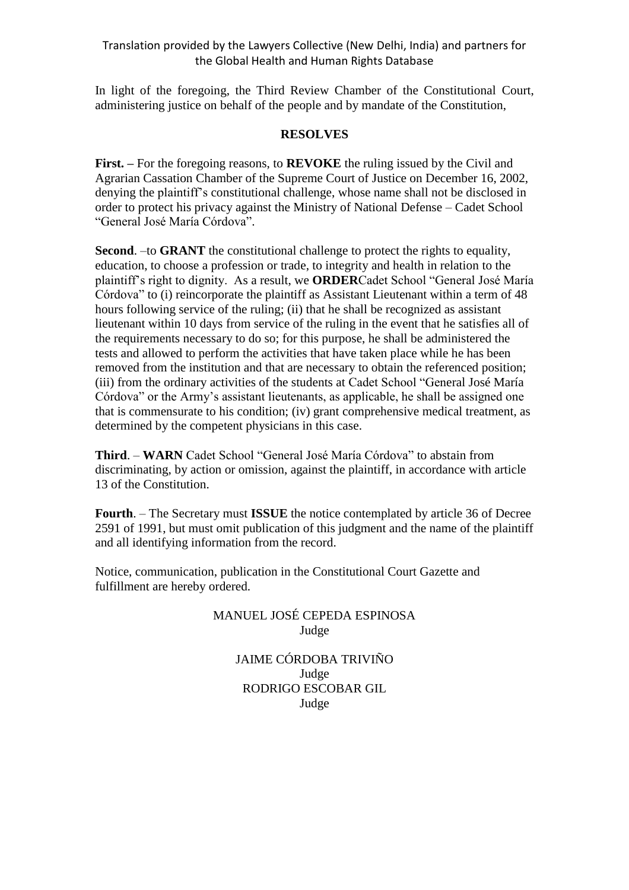In light of the foregoing, the Third Review Chamber of the Constitutional Court, administering justice on behalf of the people and by mandate of the Constitution,

**RESOLVES**

**First. –** For the foregoing reasons, to **REVOKE** the ruling issued by the Civil and Agrarian Cassation Chamber of the Supreme Court of Justice on December 16, 2002, denying the plaintiff's constitutional challenge, whose name shall not be disclosed in order to protect his privacy against the Ministry of National Defense – Cadet School "General José María Córdova".

**Second**. –to **GRANT** the constitutional challenge to protect the rights to equality, education, to choose a profession or trade, to integrity and health in relation to the plaintiff's right to dignity. As a result, we **ORDER**Cadet School "General José María Córdova" to (i) reincorporate the plaintiff as Assistant Lieutenant within a term of 48 hours following service of the ruling; (ii) that he shall be recognized as assistant lieutenant within 10 days from service of the ruling in the event that he satisfies all of the requirements necessary to do so; for this purpose, he shall be administered the tests and allowed to perform the activities that have taken place while he has been removed from the institution and that are necessary to obtain the referenced position; (iii) from the ordinary activities of the students at Cadet School "General José María Córdova" or the Army's assistant lieutenants, as applicable, he shall be assigned one that is commensurate to his condition; (iv) grant comprehensive medical treatment, as determined by the competent physicians in this case.

**Third**. – **WARN** Cadet School "General José María Córdova" to abstain from discriminating, by action or omission, against the plaintiff, in accordance with article 13 of the Constitution.

**Fourth**. – The Secretary must **ISSUE** the notice contemplated by article 36 of Decree 2591 of 1991, but must omit publication of this judgment and the name of the plaintiff and all identifying information from the record.

Notice, communication, publication in the Constitutional Court Gazette and fulfillment are hereby ordered.

MANUEL JOSÉ CEPEDA ESPINOSA
Judge

JAIME CÓRDOBA TRIVIÑO
Judge

RODRIGO ESCOBAR GIL
Judge